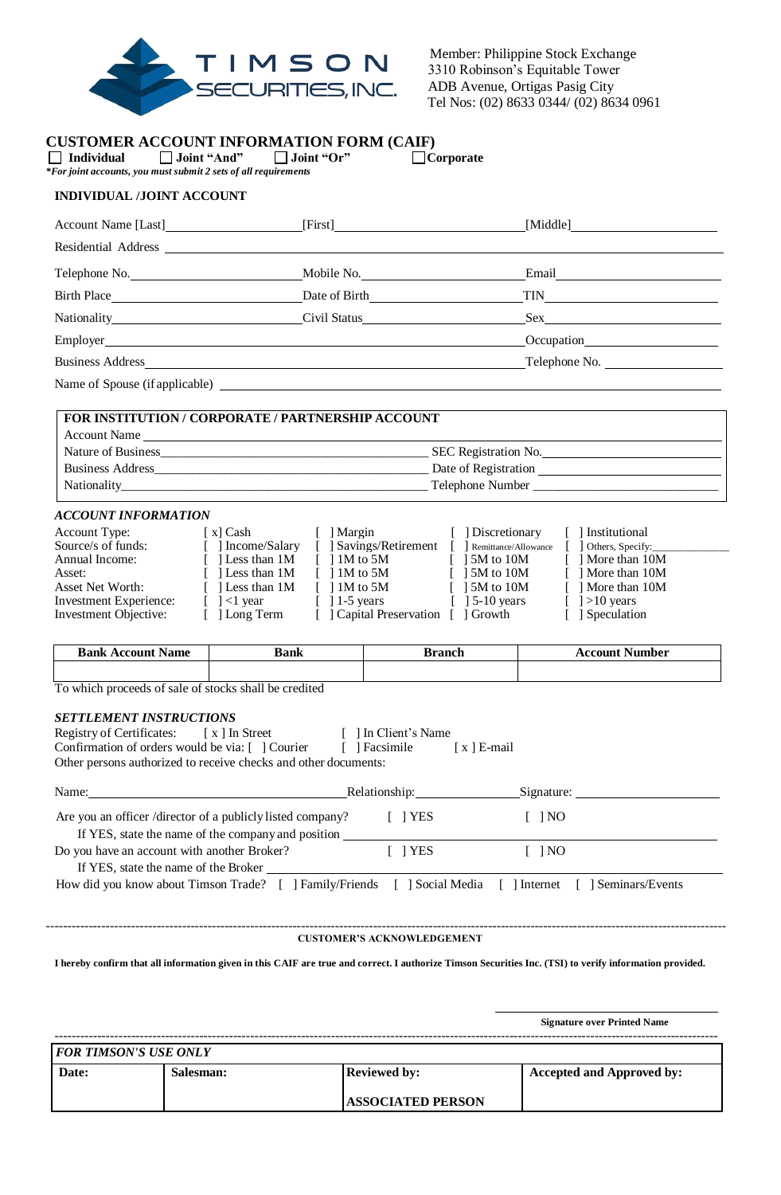TIMSON SECURITIES, INC.

Member: Philippine Stock Exchange
3310 Robinson's Equitable Tower
ADB Avenue, Ortigas Pasig City
Tel Nos: (02) 8633 0344/ (02) 8634 0961

# CUSTOMER ACCOUNT INFORMATION FORM (CAIF)

☐ **Individual** ☐ **Joint "And"** ☐ **Joint "Or"** ☐ **Corporate**

***For joint accounts, you must submit 2 sets of all requirements***

## INDIVIDUAL /JOINT ACCOUNT

Account Name [Last]\_\_\_\_\_\_\_\_\_\_ [First]\_\_\_\_\_\_\_\_\_\_ [Middle]\_\_\_\_\_\_\_\_\_\_

Residential Address \_\_\_\_\_\_\_\_\_\_

Telephone No.\_\_\_\_\_\_\_\_\_\_ Mobile No.\_\_\_\_\_\_\_\_\_\_ Email\_\_\_\_\_\_\_\_\_\_

Birth Place\_\_\_\_\_\_\_\_\_\_ Date of Birth\_\_\_\_\_\_\_\_\_\_ TIN\_\_\_\_\_\_\_\_\_\_

Nationality\_\_\_\_\_\_\_\_\_\_ Civil Status\_\_\_\_\_\_\_\_\_\_ Sex\_\_\_\_\_\_\_\_\_\_

Employer\_\_\_\_\_\_\_\_\_\_ Occupation\_\_\_\_\_\_\_\_\_\_

Business Address\_\_\_\_\_\_\_\_\_\_ Telephone No. \_\_\_\_\_\_\_\_\_\_

Name of Spouse (if applicable) \_\_\_\_\_\_\_\_\_\_

## FOR INSTITUTION / CORPORATE / PARTNERSHIP ACCOUNT

Account Name \_\_\_\_\_\_\_\_\_\_

Nature of Business\_\_\_\_\_\_\_\_\_\_ SEC Registration No.\_\_\_\_\_\_\_\_\_\_

Business Address\_\_\_\_\_\_\_\_\_\_ Date of Registration \_\_\_\_\_\_\_\_\_\_

Nationality\_\_\_\_\_\_\_\_\_\_ Telephone Number \_\_\_\_\_\_\_\_\_\_

### *ACCOUNT INFORMATION*

| | | | | |
|---|---|---|---|---|
| Account Type: | [ x] Cash | [ ] Margin | [ ] Discretionary | [ ] Institutional |
| Source/s of funds: | [ ] Income/Salary | [ ] Savings/Retirement | [ ] Remittance/Allowance | [ ] Others, Specify:\_\_\_\_\_\_ |
| Annual Income: | [ ] Less than 1M | [ ] 1M to 5M | [ ] 5M to 10M | [ ] More than 10M |
| Asset: | [ ] Less than 1M | [ ] 1M to 5M | [ ] 5M to 10M | [ ] More than 10M |
| Asset Net Worth: | [ ] Less than 1M | [ ] 1M to 5M | [ ] 5M to 10M | [ ] More than 10M |
| Investment Experience: | [ ] <1 year | [ ] 1-5 years | [ ] 5-10 years | [ ] >10 years |
| Investment Objective: | [ ] Long Term | [ ] Capital Preservation | [ ] Growth | [ ] Speculation |

| Bank Account Name | Bank | Branch | Account Number |
|---|---|---|---|
| | | | |

To which proceeds of sale of stocks shall be credited

### *SETTLEMENT INSTRUCTIONS*

Registry of Certificates: [ x ] In Street [ ] In Client's Name

Confirmation of orders would be via: [ ] Courier [ ] Facsimile [ x ] E-mail

Other persons authorized to receive checks and other documents:

Name:\_\_\_\_\_\_\_\_\_\_ Relationship:\_\_\_\_\_\_\_\_\_\_ Signature: \_\_\_\_\_\_\_\_\_\_

Are you an officer /director of a publicly listed company? [ ] YES [ ] NO

If YES, state the name of the company and position \_\_\_\_\_\_\_\_\_\_

Do you have an account with another Broker? [ ] YES [ ] NO

If YES, state the name of the Broker \_\_\_\_\_\_\_\_\_\_

How did you know about Timson Trade? [ ] Family/Friends [ ] Social Media [ ] Internet [ ] Seminars/Events

---

**CUSTOMER'S ACKNOWLEDGEMENT**

**I hereby confirm that all information given in this CAIF are true and correct. I authorize Timson Securities Inc. (TSI) to verify information provided.**

\_\_\_\_\_\_\_\_\_\_

**Signature over Printed Name**

---

| *FOR TIMSON'S USE ONLY* | | | |
|---|---|---|---|
| **Date:** | **Salesman:** | **Reviewed by:** **ASSOCIATED PERSON** | **Accepted and Approved by:** |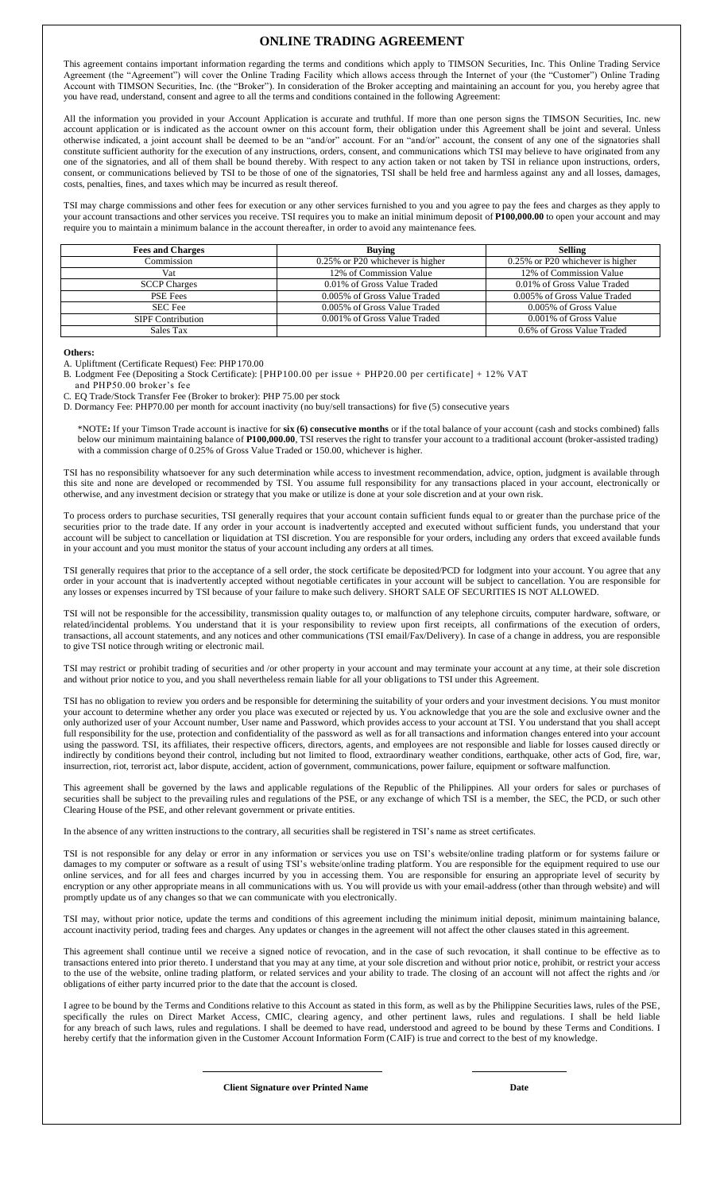# ONLINE TRADING AGREEMENT

This agreement contains important information regarding the terms and conditions which apply to TIMSON Securities, Inc. This Online Trading Service Agreement (the "Agreement") will cover the Online Trading Facility which allows access through the Internet of your (the "Customer") Online Trading Account with TIMSON Securities, Inc. (the "Broker"). In consideration of the Broker accepting and maintaining an account for you, you hereby agree that you have read, understand, consent and agree to all the terms and conditions contained in the following Agreement:

All the information you provided in your Account Application is accurate and truthful. If more than one person signs the TIMSON Securities, Inc. new account application or is indicated as the account owner on this account form, their obligation under this Agreement shall be joint and several. Unless otherwise indicated, a joint account shall be deemed to be an "and/or" account. For an "and/or" account, the consent of any one of the signatories shall constitute sufficient authority for the execution of any instructions, orders, consent, and communications which TSI may believe to have originated from any one of the signatories, and all of them shall be bound thereby. With respect to any action taken or not taken by TSI in reliance upon instructions, orders, consent, or communications believed by TSI to be those of one of the signatories, TSI shall be held free and harmless against any and all losses, damages, costs, penalties, fines, and taxes which may be incurred as result thereof.

TSI may charge commissions and other fees for execution or any other services furnished to you and you agree to pay the fees and charges as they apply to your account transactions and other services you receive. TSI requires you to make an initial minimum deposit of **P100,000.00** to open your account and may require you to maintain a minimum balance in the account thereafter, in order to avoid any maintenance fees.

| Fees and Charges | Buying | Selling |
|---|---|---|
| Commission | 0.25% or P20 whichever is higher | 0.25% or P20 whichever is higher |
| Vat | 12% of Commission Value | 12% of Commission Value |
| SCCP Charges | 0.01% of Gross Value Traded | 0.01% of Gross Value Traded |
| PSE Fees | 0.005% of Gross Value Traded | 0.005% of Gross Value Traded |
| SEC Fee | 0.005% of Gross Value Traded | 0.005% of Gross Value |
| SIPF Contribution | 0.001% of Gross Value Traded | 0.001% of Gross Value |
| Sales Tax | | 0.6% of Gross Value Traded |

**Others:**

A. Upliftment (Certificate Request) Fee: PHP170.00
B. Lodgment Fee (Depositing a Stock Certificate): [PHP100.00 per issue + PHP20.00 per certificate] + 12% VAT and PHP50.00 broker's fee
C. EQ Trade/Stock Transfer Fee (Broker to broker): PHP 75.00 per stock
D. Dormancy Fee: PHP70.00 per month for account inactivity (no buy/sell transactions) for five (5) consecutive years

*NOTE**:** If your Timson Trade account is inactive for **six (6) consecutive months** or if the total balance of your account (cash and stocks combined) falls below our minimum maintaining balance of **P100,000.00**, TSI reserves the right to transfer your account to a traditional account (broker-assisted trading) with a commission charge of 0.25% of Gross Value Traded or 150.00, whichever is higher.

TSI has no responsibility whatsoever for any such determination while access to investment recommendation, advice, option, judgment is available through this site and none are developed or recommended by TSI. You assume full responsibility for any transactions placed in your account, electronically or otherwise, and any investment decision or strategy that you make or utilize is done at your sole discretion and at your own risk.

To process orders to purchase securities, TSI generally requires that your account contain sufficient funds equal to or greater than the purchase price of the securities prior to the trade date. If any order in your account is inadvertently accepted and executed without sufficient funds, you understand that your account will be subject to cancellation or liquidation at TSI discretion. You are responsible for your orders, including any orders that exceed available funds in your account and you must monitor the status of your account including any orders at all times.

TSI generally requires that prior to the acceptance of a sell order, the stock certificate be deposited/PCD for lodgment into your account. You agree that any order in your account that is inadvertently accepted without negotiable certificates in your account will be subject to cancellation. You are responsible for any losses or expenses incurred by TSI because of your failure to make such delivery. SHORT SALE OF SECURITIES IS NOT ALLOWED.

TSI will not be responsible for the accessibility, transmission quality outages to, or malfunction of any telephone circuits, computer hardware, software, or related/incidental problems. You understand that it is your responsibility to review upon first receipts, all confirmations of the execution of orders, transactions, all account statements, and any notices and other communications (TSI email/Fax/Delivery). In case of a change in address, you are responsible to give TSI notice through writing or electronic mail.

TSI may restrict or prohibit trading of securities and /or other property in your account and may terminate your account at any time, at their sole discretion and without prior notice to you, and you shall nevertheless remain liable for all your obligations to TSI under this Agreement.

TSI has no obligation to review you orders and be responsible for determining the suitability of your orders and your investment decisions. You must monitor your account to determine whether any order you place was executed or rejected by us. You acknowledge that you are the sole and exclusive owner and the only authorized user of your Account number, User name and Password, which provides access to your account at TSI. You understand that you shall accept full responsibility for the use, protection and confidentiality of the password as well as for all transactions and information changes entered into your account using the password. TSI, its affiliates, their respective officers, directors, agents, and employees are not responsible and liable for losses caused directly or indirectly by conditions beyond their control, including but not limited to flood, extraordinary weather conditions, earthquake, other acts of God, fire, war, insurrection, riot, terrorist act, labor dispute, accident, action of government, communications, power failure, equipment or software malfunction.

This agreement shall be governed by the laws and applicable regulations of the Republic of the Philippines. All your orders for sales or purchases of securities shall be subject to the prevailing rules and regulations of the PSE, or any exchange of which TSI is a member, the SEC, the PCD, or such other Clearing House of the PSE, and other relevant government or private entities.

In the absence of any written instructions to the contrary, all securities shall be registered in TSI's name as street certificates.

TSI is not responsible for any delay or error in any information or services you use on TSI's website/online trading platform or for systems failure or damages to my computer or software as a result of using TSI's website/online trading platform. You are responsible for the equipment required to use our online services, and for all fees and charges incurred by you in accessing them. You are responsible for ensuring an appropriate level of security by encryption or any other appropriate means in all communications with us. You will provide us with your email-address (other than through website) and will promptly update us of any changes so that we can communicate with you electronically.

TSI may, without prior notice, update the terms and conditions of this agreement including the minimum initial deposit, minimum maintaining balance, account inactivity period, trading fees and charges. Any updates or changes in the agreement will not affect the other clauses stated in this agreement.

This agreement shall continue until we receive a signed notice of revocation, and in the case of such revocation, it shall continue to be effective as to transactions entered into prior thereto. I understand that you may at any time, at your sole discretion and without prior notice, prohibit, or restrict your access to the use of the website, online trading platform, or related services and your ability to trade. The closing of an account will not affect the rights and /or obligations of either party incurred prior to the date that the account is closed.

I agree to be bound by the Terms and Conditions relative to this Account as stated in this form, as well as by the Philippine Securities laws, rules of the PSE, specifically the rules on Direct Market Access, CMIC, clearing agency, and other pertinent laws, rules and regulations. I shall be held liable for any breach of such laws, rules and regulations. I shall be deemed to have read, understood and agreed to be bound by these Terms and Conditions. I hereby certify that the information given in the Customer Account Information Form (CAIF) is true and correct to the best of my knowledge.

\_\_\_\_\_\_\_\_\_\_\_\_\_\_\_\_\_\_\_\_\_\_\_\_\_\_\_\_\_\_\_\_ \_\_\_\_\_\_\_\_\_\_\_\_\_\_\_\_

**Client Signature over Printed Name** **Date**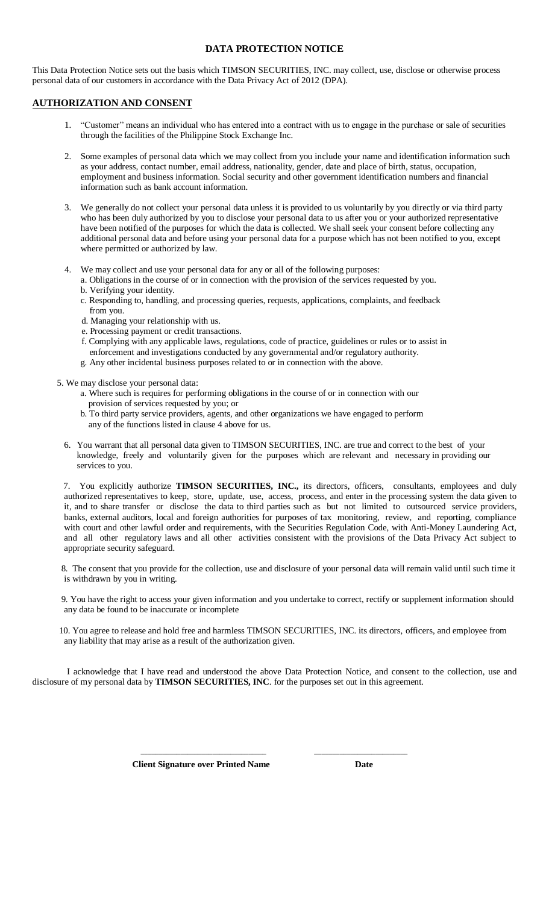# DATA PROTECTION NOTICE

This Data Protection Notice sets out the basis which TIMSON SECURITIES, INC. may collect, use, disclose or otherwise process personal data of our customers in accordance with the Data Privacy Act of 2012 (DPA).

## AUTHORIZATION AND CONSENT

1. "Customer" means an individual who has entered into a contract with us to engage in the purchase or sale of securities through the facilities of the Philippine Stock Exchange Inc.

2. Some examples of personal data which we may collect from you include your name and identification information such as your address, contact number, email address, nationality, gender, date and place of birth, status, occupation, employment and business information. Social security and other government identification numbers and financial information such as bank account information.

3. We generally do not collect your personal data unless it is provided to us voluntarily by you directly or via third party who has been duly authorized by you to disclose your personal data to us after you or your authorized representative have been notified of the purposes for which the data is collected. We shall seek your consent before collecting any additional personal data and before using your personal data for a purpose which has not been notified to you, except where permitted or authorized by law.

4. We may collect and use your personal data for any or all of the following purposes:
   a. Obligations in the course of or in connection with the provision of the services requested by you.
   b. Verifying your identity.
   c. Responding to, handling, and processing queries, requests, applications, complaints, and feedback from you.
   d. Managing your relationship with us.
   e. Processing payment or credit transactions.
   f. Complying with any applicable laws, regulations, code of practice, guidelines or rules or to assist in enforcement and investigations conducted by any governmental and/or regulatory authority.
   g. Any other incidental business purposes related to or in connection with the above.

5. We may disclose your personal data:
   a. Where such is requires for performing obligations in the course of or in connection with our provision of services requested by you; or
   b. To third party service providers, agents, and other organizations we have engaged to perform any of the functions listed in clause 4 above for us.

6. You warrant that all personal data given to TIMSON SECURITIES, INC. are true and correct to the best of your knowledge, freely and voluntarily given for the purposes which are relevant and necessary in providing our services to you.

7. You explicitly authorize **TIMSON SECURITIES, INC.,** its directors, officers, consultants, employees and duly authorized representatives to keep, store, update, use, access, process, and enter in the processing system the data given to it, and to share transfer or disclose the data to third parties such as but not limited to outsourced service providers, banks, external auditors, local and foreign authorities for purposes of tax monitoring, review, and reporting, compliance with court and other lawful order and requirements, with the Securities Regulation Code, with Anti-Money Laundering Act, and all other regulatory laws and all other activities consistent with the provisions of the Data Privacy Act subject to appropriate security safeguard.

8. The consent that you provide for the collection, use and disclosure of your personal data will remain valid until such time it is withdrawn by you in writing.

9. You have the right to access your given information and you undertake to correct, rectify or supplement information should any data be found to be inaccurate or incomplete

10. You agree to release and hold free and harmless TIMSON SECURITIES, INC. its directors, officers, and employee from any liability that may arise as a result of the authorization given.

I acknowledge that I have read and understood the above Data Protection Notice, and consent to the collection, use and disclosure of my personal data by **TIMSON SECURITIES, INC**. for the purposes set out in this agreement.

\_\_\_\_\_\_\_\_\_\_\_\_\_\_\_\_\_\_\_\_\_\_\_\_\_\_\_\_ \_\_\_\_\_\_\_\_\_\_\_\_\_\_\_\_\_\_\_\_\_

**Client Signature over Printed Name** **Date**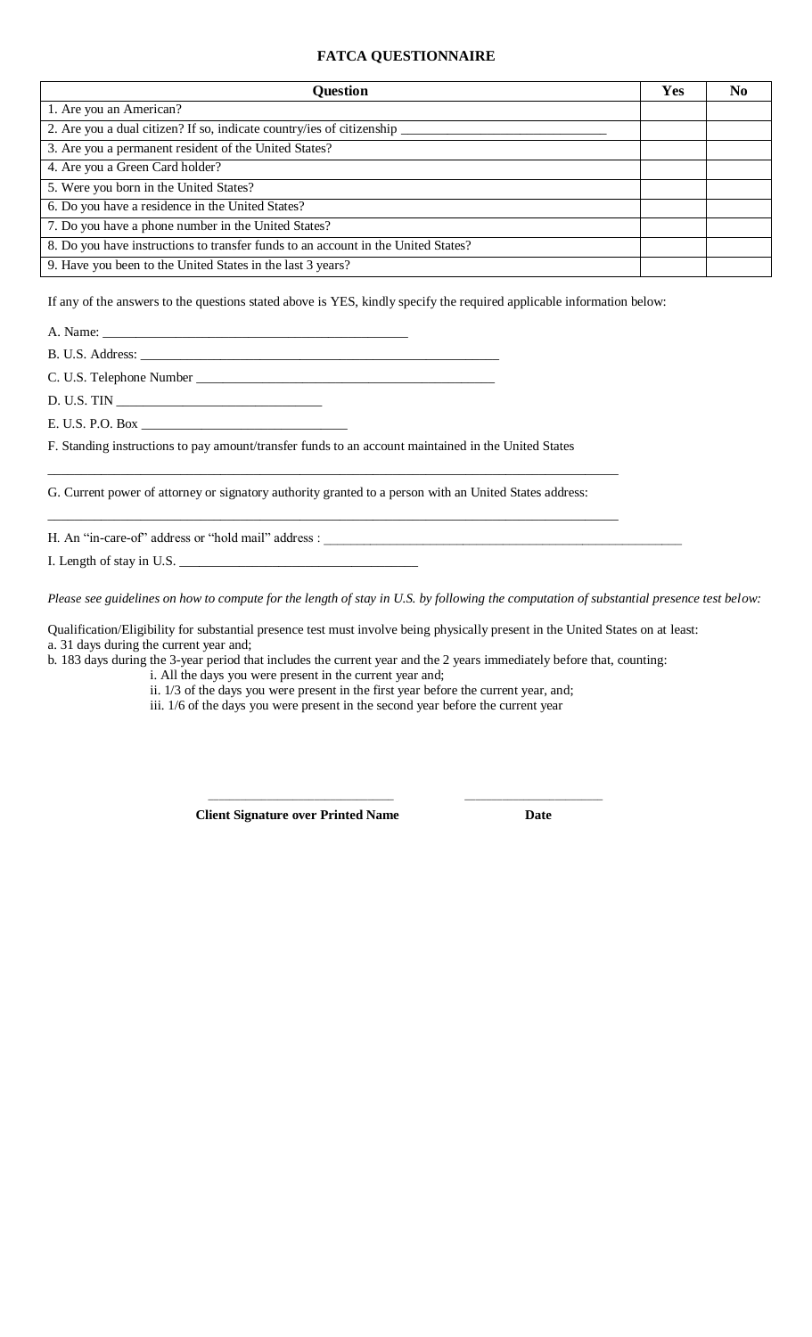# FATCA QUESTIONNAIRE

| Question | Yes | No |
|---|---|---|
| 1. Are you an American? | | |
| 2. Are you a dual citizen? If so, indicate country/ies of citizenship ______________________________ | | |
| 3. Are you a permanent resident of the United States? | | |
| 4. Are you a Green Card holder? | | |
| 5. Were you born in the United States? | | |
| 6. Do you have a residence in the United States? | | |
| 7. Do you have a phone number in the United States? | | |
| 8. Do you have instructions to transfer funds to an account in the United States? | | |
| 9. Have you been to the United States in the last 3 years? | | |

If any of the answers to the questions stated above is YES, kindly specify the required applicable information below:

A. Name: _____________________________________________

B. U.S. Address: ______________________________________________________

C. U.S. Telephone Number ____________________________________________

D. U.S. TIN ______________________________

E. U.S. P.O. Box ______________________________

F. Standing instructions to pay amount/transfer funds to an account maintained in the United States

______________________________________________________________________________________

G. Current power of attorney or signatory authority granted to a person with an United States address:

______________________________________________________________________________________

H. An "in-care-of" address or "hold mail" address : _____________________________________________________

I. Length of stay in U.S. ___________________________________

*Please see guidelines on how to compute for the length of stay in U.S. by following the computation of substantial presence test below:*

Qualification/Eligibility for substantial presence test must involve being physically present in the United States on at least:

a. 31 days during the current year and;

b. 183 days during the 3-year period that includes the current year and the 2 years immediately before that, counting:

- i. All the days you were present in the current year and;
- ii. 1/3 of the days you were present in the first year before the current year, and;
- iii. 1/6 of the days you were present in the second year before the current year

___________________________ ____________________

**Client Signature over Printed Name** **Date**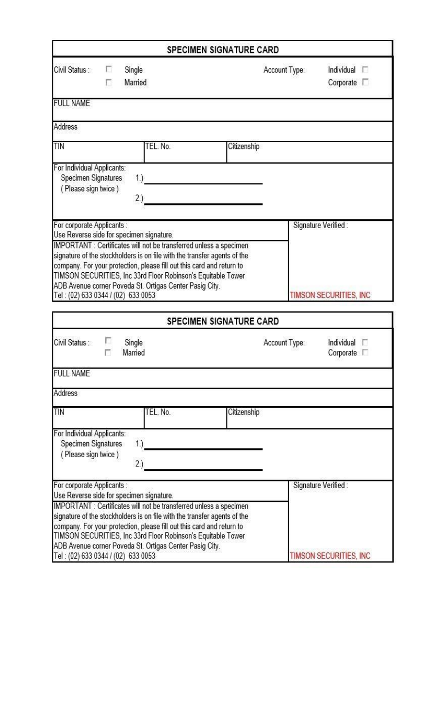## SPECIMEN SIGNATURE CARD

Civil Status : ☐ Single ☐ Married

Account Type: Individual ☐ Corporate ☐

FULL NAME

Address

| TIN | TEL. No. | Citizenship |
|---|---|---|
| | | |

For Individual Applicants:
Specimen Signatures (Please sign twice)

1.) ____________________

2.) ____________________

For corporate Applicants :
Use Reverse side for specimen signature.

IMPORTANT : Certificates will not be transferred unless a specimen signature of the stockholders is on file with the transfer agents of the company. For your protection, please fill out this card and return to TIMSON SECURITIES, Inc 33rd Floor Robinson's Equitable Tower ADB Avenue corner Poveda St. Ortigas Center Pasig City.
Tel : (02) 633 0344 / (02) 633 0053

Signature Verified :

TIMSON SECURITIES, INC

## SPECIMEN SIGNATURE CARD

Civil Status : ☐ Single ☐ Married

Account Type: Individual ☐ Corporate ☐

FULL NAME

Address

| TIN | TEL. No. | Citizenship |
|---|---|---|
| | | |

For Individual Applicants:
Specimen Signatures (Please sign twice)

1.) ____________________

2.) ____________________

For corporate Applicants :
Use Reverse side for specimen signature.

IMPORTANT : Certificates will not be transferred unless a specimen signature of the stockholders is on file with the transfer agents of the company. For your protection, please fill out this card and return to TIMSON SECURITIES, Inc 33rd Floor Robinson's Equitable Tower ADB Avenue corner Poveda St. Ortigas Center Pasig City.
Tel : (02) 633 0344 / (02) 633 0053

Signature Verified :

TIMSON SECURITIES, INC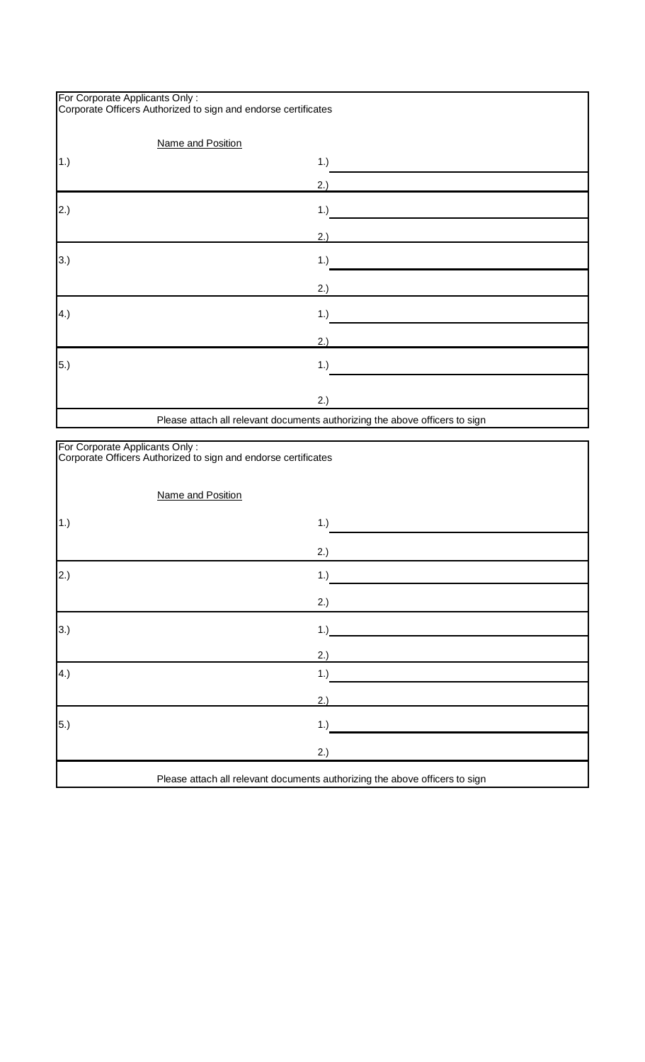For Corporate Applicants Only :
Corporate Officers Authorized to sign and endorse certificates

| Name and Position | |
|---|---|
| 1.) | 1.) |
| | 2.) |
| 2.) | 1.) |
| | 2.) |
| 3.) | 1.) |
| | 2.) |
| 4.) | 1.) |
| | 2.) |
| 5.) | 1.) |
| | 2.) |

Please attach all relevant documents authorizing the above officers to sign

For Corporate Applicants Only :
Corporate Officers Authorized to sign and endorse certificates

| Name and Position | |
|---|---|
| 1.) | 1.) |
| | 2.) |
| 2.) | 1.) |
| | 2.) |
| 3.) | 1.) |
| | 2.) |
| 4.) | 1.) |
| | 2.) |
| 5.) | 1.) |
| | 2.) |

Please attach all relevant documents authorizing the above officers to sign